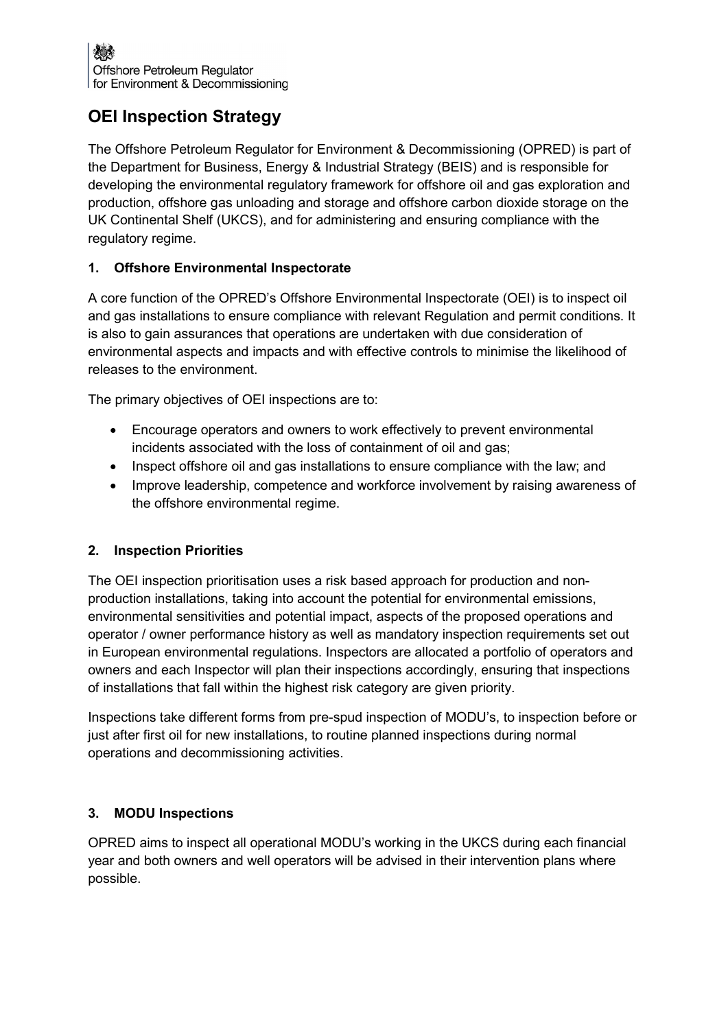Offshore Petroleum Regulator
for Environment & Decommissioning

# OEI Inspection Strategy

The Offshore Petroleum Regulator for Environment & Decommissioning (OPRED) is part of the Department for Business, Energy & Industrial Strategy (BEIS) and is responsible for developing the environmental regulatory framework for offshore oil and gas exploration and production, offshore gas unloading and storage and offshore carbon dioxide storage on the UK Continental Shelf (UKCS), and for administering and ensuring compliance with the regulatory regime.

## 1. Offshore Environmental Inspectorate

A core function of the OPRED's Offshore Environmental Inspectorate (OEI) is to inspect oil and gas installations to ensure compliance with relevant Regulation and permit conditions. It is also to gain assurances that operations are undertaken with due consideration of environmental aspects and impacts and with effective controls to minimise the likelihood of releases to the environment.

The primary objectives of OEI inspections are to:

- Encourage operators and owners to work effectively to prevent environmental incidents associated with the loss of containment of oil and gas;
- Inspect offshore oil and gas installations to ensure compliance with the law; and
- Improve leadership, competence and workforce involvement by raising awareness of the offshore environmental regime.

## 2. Inspection Priorities

The OEI inspection prioritisation uses a risk based approach for production and non-production installations, taking into account the potential for environmental emissions, environmental sensitivities and potential impact, aspects of the proposed operations and operator / owner performance history as well as mandatory inspection requirements set out in European environmental regulations. Inspectors are allocated a portfolio of operators and owners and each Inspector will plan their inspections accordingly, ensuring that inspections of installations that fall within the highest risk category are given priority.

Inspections take different forms from pre-spud inspection of MODU's, to inspection before or just after first oil for new installations, to routine planned inspections during normal operations and decommissioning activities.

## 3. MODU Inspections

OPRED aims to inspect all operational MODU's working in the UKCS during each financial year and both owners and well operators will be advised in their intervention plans where possible.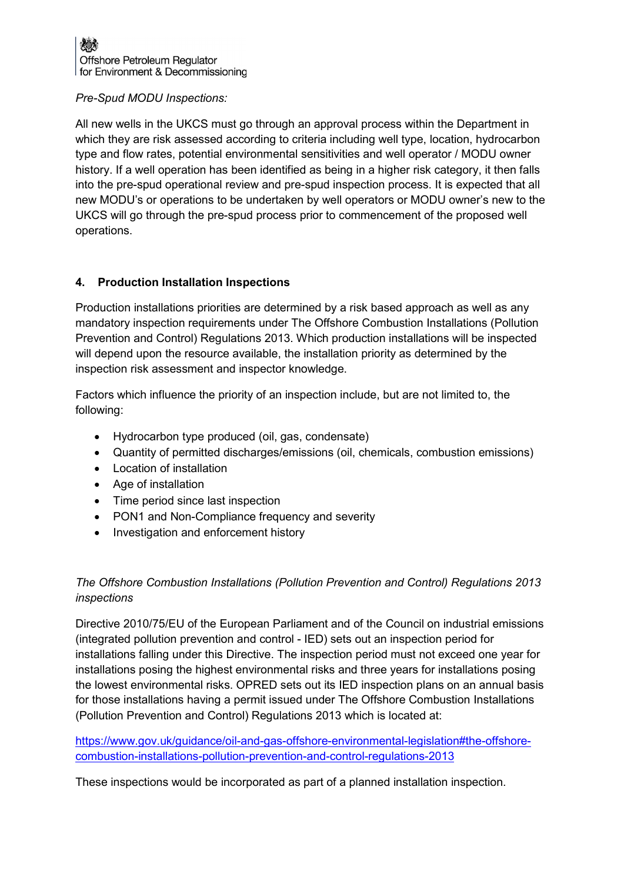*Pre-Spud MODU Inspections:*

All new wells in the UKCS must go through an approval process within the Department in which they are risk assessed according to criteria including well type, location, hydrocarbon type and flow rates, potential environmental sensitivities and well operator / MODU owner history. If a well operation has been identified as being in a higher risk category, it then falls into the pre-spud operational review and pre-spud inspection process. It is expected that all new MODU's or operations to be undertaken by well operators or MODU owner's new to the UKCS will go through the pre-spud process prior to commencement of the proposed well operations.

## 4. Production Installation Inspections

Production installations priorities are determined by a risk based approach as well as any mandatory inspection requirements under The Offshore Combustion Installations (Pollution Prevention and Control) Regulations 2013. Which production installations will be inspected will depend upon the resource available, the installation priority as determined by the inspection risk assessment and inspector knowledge.

Factors which influence the priority of an inspection include, but are not limited to, the following:

- Hydrocarbon type produced (oil, gas, condensate)
- Quantity of permitted discharges/emissions (oil, chemicals, combustion emissions)
- Location of installation
- Age of installation
- Time period since last inspection
- PON1 and Non-Compliance frequency and severity
- Investigation and enforcement history

*The Offshore Combustion Installations (Pollution Prevention and Control) Regulations 2013 inspections*

Directive 2010/75/EU of the European Parliament and of the Council on industrial emissions (integrated pollution prevention and control - IED) sets out an inspection period for installations falling under this Directive. The inspection period must not exceed one year for installations posing the highest environmental risks and three years for installations posing the lowest environmental risks. OPRED sets out its IED inspection plans on an annual basis for those installations having a permit issued under The Offshore Combustion Installations (Pollution Prevention and Control) Regulations 2013 which is located at:

https://www.gov.uk/guidance/oil-and-gas-offshore-environmental-legislation#the-offshore-combustion-installations-pollution-prevention-and-control-regulations-2013

These inspections would be incorporated as part of a planned installation inspection.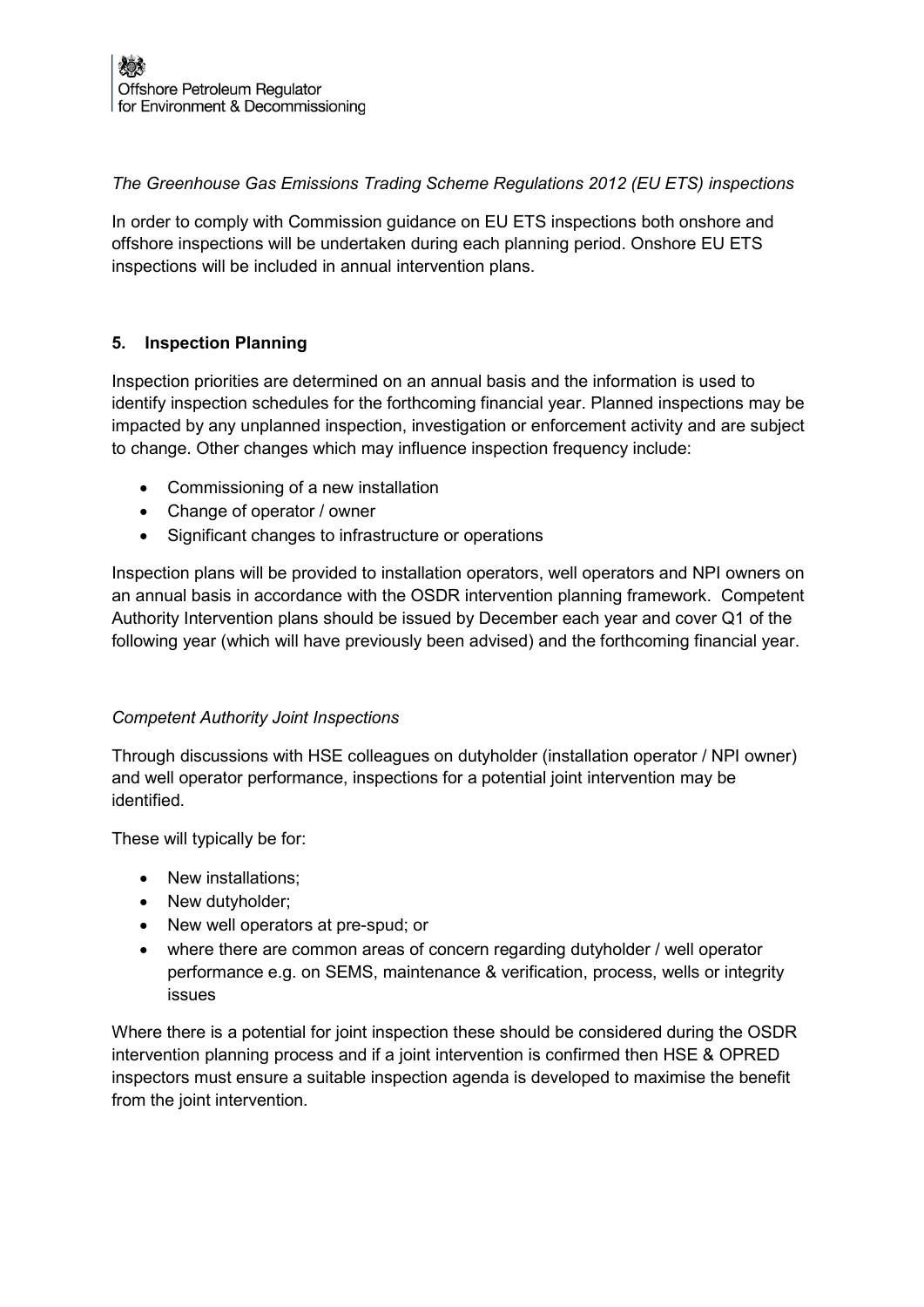*The Greenhouse Gas Emissions Trading Scheme Regulations 2012 (EU ETS) inspections*

In order to comply with Commission guidance on EU ETS inspections both onshore and offshore inspections will be undertaken during each planning period. Onshore EU ETS inspections will be included in annual intervention plans.

## 5. Inspection Planning

Inspection priorities are determined on an annual basis and the information is used to identify inspection schedules for the forthcoming financial year. Planned inspections may be impacted by any unplanned inspection, investigation or enforcement activity and are subject to change. Other changes which may influence inspection frequency include:

- Commissioning of a new installation
- Change of operator / owner
- Significant changes to infrastructure or operations

Inspection plans will be provided to installation operators, well operators and NPI owners on an annual basis in accordance with the OSDR intervention planning framework. Competent Authority Intervention plans should be issued by December each year and cover Q1 of the following year (which will have previously been advised) and the forthcoming financial year.

*Competent Authority Joint Inspections*

Through discussions with HSE colleagues on dutyholder (installation operator / NPI owner) and well operator performance, inspections for a potential joint intervention may be identified.

These will typically be for:

- New installations;
- New dutyholder;
- New well operators at pre-spud; or
- where there are common areas of concern regarding dutyholder / well operator performance e.g. on SEMS, maintenance & verification, process, wells or integrity issues

Where there is a potential for joint inspection these should be considered during the OSDR intervention planning process and if a joint intervention is confirmed then HSE & OPRED inspectors must ensure a suitable inspection agenda is developed to maximise the benefit from the joint intervention.